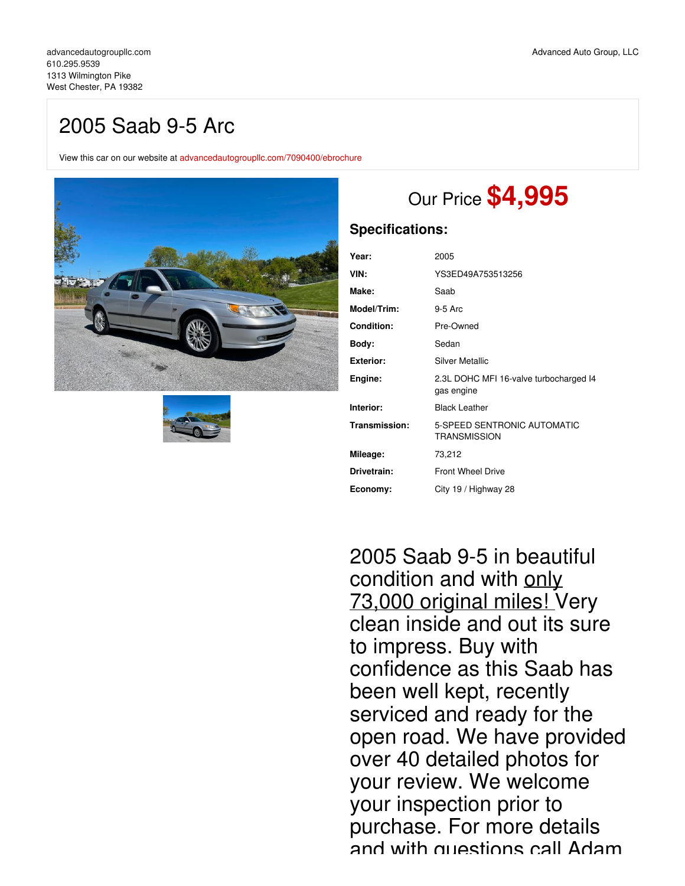advancedautogroupllc.com
610.295.9539
1313 Wilmington Pike
West Chester, PA 19382

Advanced Auto Group, LLC

# 2005 Saab 9-5 Arc

View this car on our website at advancedautogroupllc.com/7090400/ebrochure

Our Price **$4,995**

## Specifications:

| | |
|---|---|
| **Year:** | 2005 |
| **VIN:** | YS3ED49A753513256 |
| **Make:** | Saab |
| **Model/Trim:** | 9-5 Arc |
| **Condition:** | Pre-Owned |
| **Body:** | Sedan |
| **Exterior:** | Silver Metallic |
| **Engine:** | 2.3L DOHC MFI 16-valve turbocharged I4 gas engine |
| **Interior:** | Black Leather |
| **Transmission:** | 5-SPEED SENTRONIC AUTOMATIC TRANSMISSION |
| **Mileage:** | 73,212 |
| **Drivetrain:** | Front Wheel Drive |
| **Economy:** | City 19 / Highway 28 |

2005 Saab 9-5 in beautiful condition and with only 73,000 original miles! Very clean inside and out its sure to impress. Buy with confidence as this Saab has been well kept, recently serviced and ready for the open road. We have provided over 40 detailed photos for your review. We welcome your inspection prior to purchase. For more details and with questions call Adam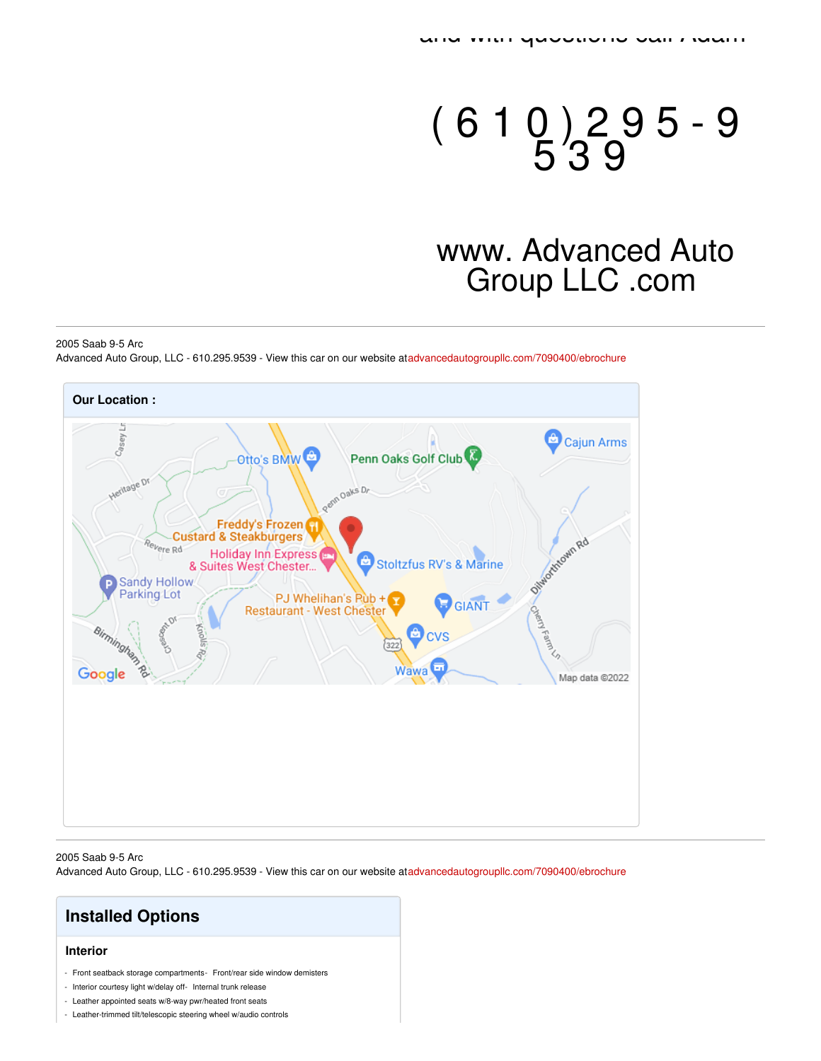and with questions call Adam

( 6 1 0 ) 2 9 5 - 9 5 3 9

www. Advanced Auto Group LLC .com

2005 Saab 9-5 Arc
Advanced Auto Group, LLC - 610.295.9539 - View this car on our website at advancedautogroupllc.com/7090400/ebrochure

**Our Location :**

2005 Saab 9-5 Arc
Advanced Auto Group, LLC - 610.295.9539 - View this car on our website at advancedautogroupllc.com/7090400/ebrochure

## Installed Options

### Interior

- Front seatback storage compartments
- Front/rear side window demisters
- Interior courtesy light w/delay off
- Internal trunk release
- Leather appointed seats w/8-way pwr/heated front seats
- Leather-trimmed tilt/telescopic steering wheel w/audio controls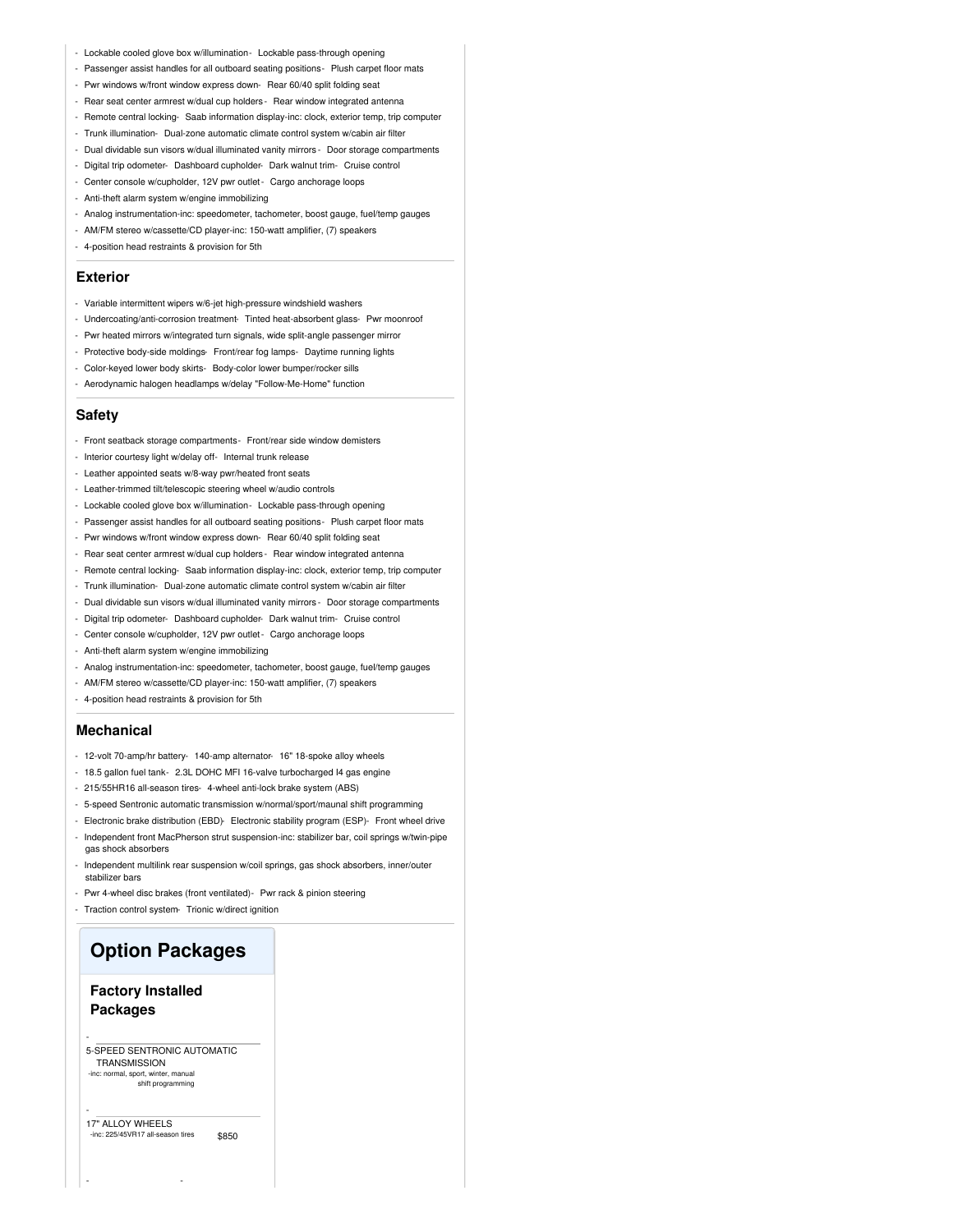- Lockable cooled glove box w/illumination- Lockable pass-through opening
- Passenger assist handles for all outboard seating positions- Plush carpet floor mats
- Pwr windows w/front window express down- Rear 60/40 split folding seat
- Rear seat center armrest w/dual cup holders- Rear window integrated antenna
- Remote central locking- Saab information display-inc: clock, exterior temp, trip computer
- Trunk illumination- Dual-zone automatic climate control system w/cabin air filter
- Dual dividable sun visors w/dual illuminated vanity mirrors- Door storage compartments
- Digital trip odometer- Dashboard cupholder- Dark walnut trim- Cruise control
- Center console w/cupholder, 12V pwr outlet- Cargo anchorage loops
- Anti-theft alarm system w/engine immobilizing
- Analog instrumentation-inc: speedometer, tachometer, boost gauge, fuel/temp gauges
- AM/FM stereo w/cassette/CD player-inc: 150-watt amplifier, (7) speakers
- 4-position head restraints & provision for 5th

## Exterior

- Variable intermittent wipers w/6-jet high-pressure windshield washers
- Undercoating/anti-corrosion treatment- Tinted heat-absorbent glass- Pwr moonroof
- Pwr heated mirrors w/integrated turn signals, wide split-angle passenger mirror
- Protective body-side moldings- Front/rear fog lamps- Daytime running lights
- Color-keyed lower body skirts- Body-color lower bumper/rocker sills
- Aerodynamic halogen headlamps w/delay "Follow-Me-Home" function

## Safety

- Front seatback storage compartments- Front/rear side window demisters
- Interior courtesy light w/delay off- Internal trunk release
- Leather appointed seats w/8-way pwr/heated front seats
- Leather-trimmed tilt/telescopic steering wheel w/audio controls
- Lockable cooled glove box w/illumination- Lockable pass-through opening
- Passenger assist handles for all outboard seating positions- Plush carpet floor mats
- Pwr windows w/front window express down- Rear 60/40 split folding seat
- Rear seat center armrest w/dual cup holders- Rear window integrated antenna
- Remote central locking- Saab information display-inc: clock, exterior temp, trip computer
- Trunk illumination- Dual-zone automatic climate control system w/cabin air filter
- Dual dividable sun visors w/dual illuminated vanity mirrors- Door storage compartments
- Digital trip odometer- Dashboard cupholder- Dark walnut trim- Cruise control
- Center console w/cupholder, 12V pwr outlet- Cargo anchorage loops
- Anti-theft alarm system w/engine immobilizing
- Analog instrumentation-inc: speedometer, tachometer, boost gauge, fuel/temp gauges
- AM/FM stereo w/cassette/CD player-inc: 150-watt amplifier, (7) speakers
- 4-position head restraints & provision for 5th

## Mechanical

- 12-volt 70-amp/hr battery- 140-amp alternator- 16" 18-spoke alloy wheels
- 18.5 gallon fuel tank- 2.3L DOHC MFI 16-valve turbocharged I4 gas engine
- 215/55HR16 all-season tires- 4-wheel anti-lock brake system (ABS)
- 5-speed Sentronic automatic transmission w/normal/sport/maunal shift programming
- Electronic brake distribution (EBD)- Electronic stability program (ESP)- Front wheel drive
- Independent front MacPherson strut suspension-inc: stabilizer bar, coil springs w/twin-pipe gas shock absorbers
- Independent multilink rear suspension w/coil springs, gas shock absorbers, inner/outer stabilizer bars
- Pwr 4-wheel disc brakes (front ventilated)- Pwr rack & pinion steering
- Traction control system- Trionic w/direct ignition

# Option Packages

## Factory Installed Packages

- 5-SPEED SENTRONIC AUTOMATIC TRANSMISSION
  -inc: normal, sport, winter, manual shift programming

- 17" ALLOY WHEELS
  -inc: 225/45VR17 all-season tires — $850

- -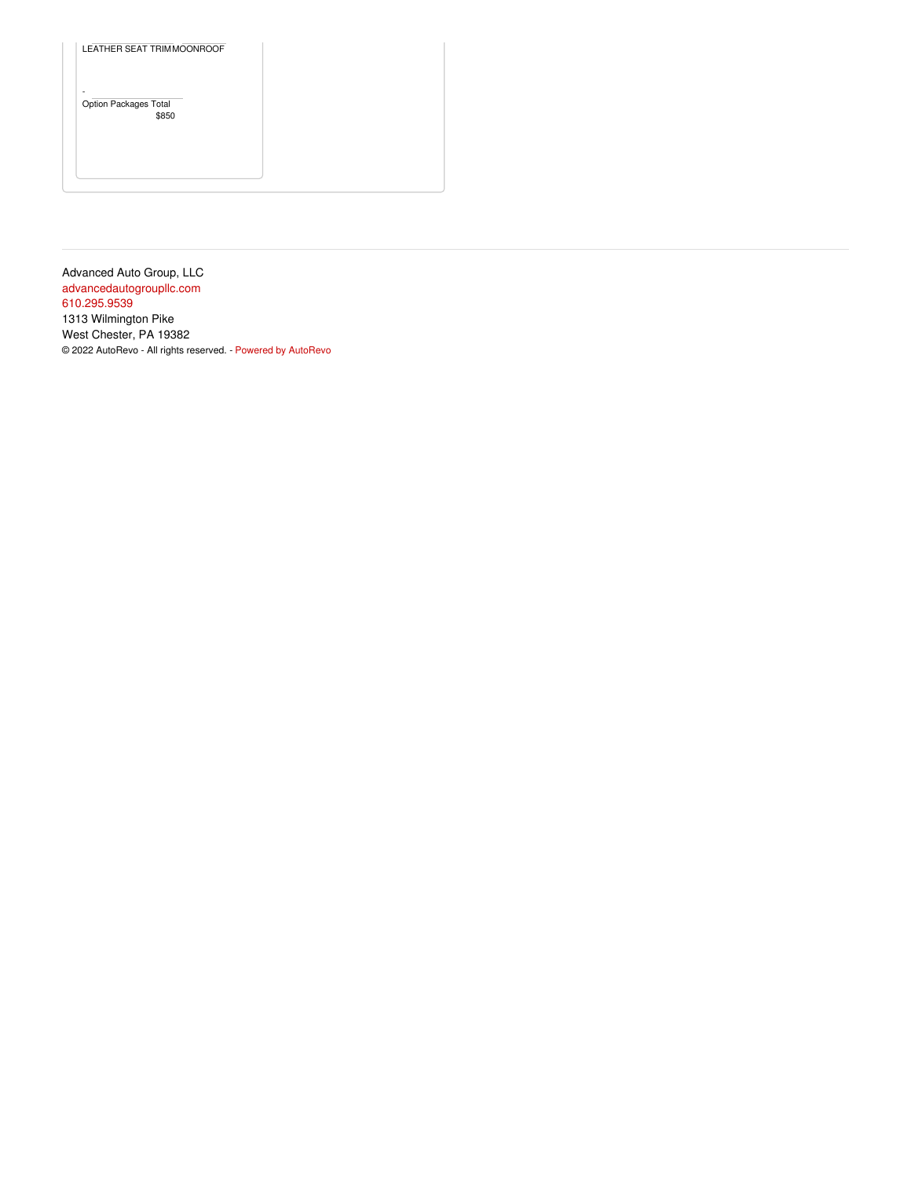LEATHER SEAT TRIM MOONROOF

-

Option Packages Total
$850

Advanced Auto Group, LLC
advancedautogroupllc.com
610.295.9539
1313 Wilmington Pike
West Chester, PA 19382
© 2022 AutoRevo - All rights reserved. - Powered by AutoRevo